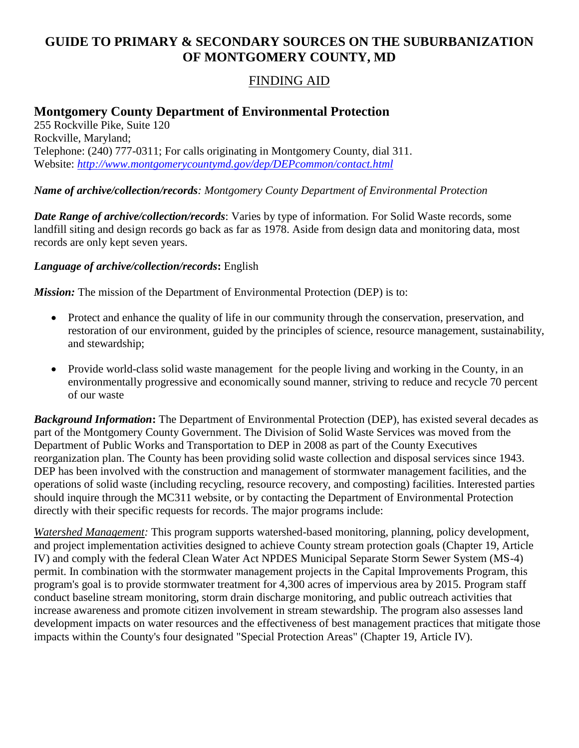# GUIDE TO PRIMARY & SECONDARY SOURCES ON THE SUBURBANIZATION OF MONTGOMERY COUNTY, MD

## FINDING AID

## Montgomery County Department of Environmental Protection

255 Rockville Pike, Suite 120
Rockville, Maryland;
Telephone: (240) 777-0311; For calls originating in Montgomery County, dial 311.
Website: *http://www.montgomerycountymd.gov/dep/DEPcommon/contact.html*

***Name of archive/collection/records****: Montgomery County Department of Environmental Protection*

***Date Range of archive/collection/records***: Varies by type of information. For Solid Waste records, some landfill siting and design records go back as far as 1978. Aside from design data and monitoring data, most records are only kept seven years.

***Language of archive/collection/records*****:** English

***Mission:*** The mission of the Department of Environmental Protection (DEP) is to:

- Protect and enhance the quality of life in our community through the conservation, preservation, and restoration of our environment, guided by the principles of science, resource management, sustainability, and stewardship;
- Provide world-class solid waste management for the people living and working in the County, in an environmentally progressive and economically sound manner, striving to reduce and recycle 70 percent of our waste

***Background Information*****:** The Department of Environmental Protection (DEP), has existed several decades as part of the Montgomery County Government. The Division of Solid Waste Services was moved from the Department of Public Works and Transportation to DEP in 2008 as part of the County Executives reorganization plan. The County has been providing solid waste collection and disposal services since 1943. DEP has been involved with the construction and management of stormwater management facilities, and the operations of solid waste (including recycling, resource recovery, and composting) facilities. Interested parties should inquire through the MC311 website, or by contacting the Department of Environmental Protection directly with their specific requests for records. The major programs include:

*Watershed Management:* This program supports watershed-based monitoring, planning, policy development, and project implementation activities designed to achieve County stream protection goals (Chapter 19, Article IV) and comply with the federal Clean Water Act NPDES Municipal Separate Storm Sewer System (MS-4) permit. In combination with the stormwater management projects in the Capital Improvements Program, this program's goal is to provide stormwater treatment for 4,300 acres of impervious area by 2015. Program staff conduct baseline stream monitoring, storm drain discharge monitoring, and public outreach activities that increase awareness and promote citizen involvement in stream stewardship. The program also assesses land development impacts on water resources and the effectiveness of best management practices that mitigate those impacts within the County's four designated "Special Protection Areas" (Chapter 19, Article IV).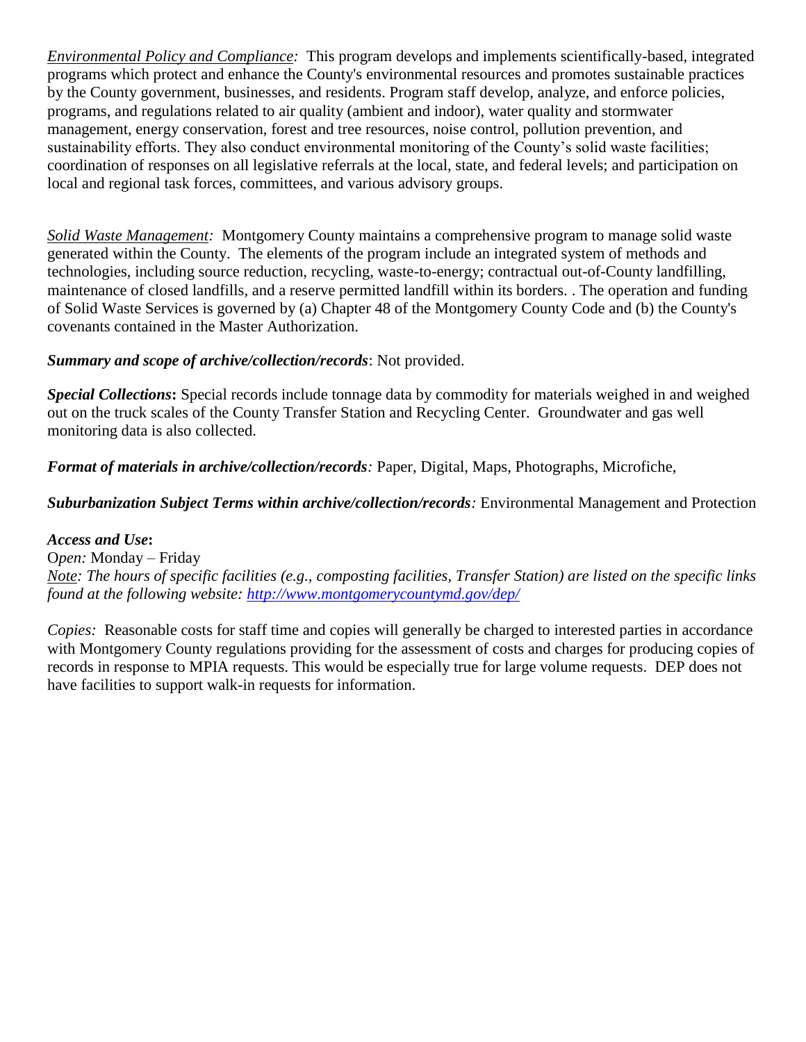*Environmental Policy and Compliance:* This program develops and implements scientifically-based, integrated programs which protect and enhance the County's environmental resources and promotes sustainable practices by the County government, businesses, and residents. Program staff develop, analyze, and enforce policies, programs, and regulations related to air quality (ambient and indoor), water quality and stormwater management, energy conservation, forest and tree resources, noise control, pollution prevention, and sustainability efforts. They also conduct environmental monitoring of the County's solid waste facilities; coordination of responses on all legislative referrals at the local, state, and federal levels; and participation on local and regional task forces, committees, and various advisory groups.

*Solid Waste Management:* Montgomery County maintains a comprehensive program to manage solid waste generated within the County. The elements of the program include an integrated system of methods and technologies, including source reduction, recycling, waste-to-energy; contractual out-of-County landfilling, maintenance of closed landfills, and a reserve permitted landfill within its borders. . The operation and funding of Solid Waste Services is governed by (a) Chapter 48 of the Montgomery County Code and (b) the County's covenants contained in the Master Authorization.

***Summary and scope of archive/collection/records***: Not provided.

***Special Collections*:** Special records include tonnage data by commodity for materials weighed in and weighed out on the truck scales of the County Transfer Station and Recycling Center. Groundwater and gas well monitoring data is also collected.

***Format of materials in archive/collection/records****:* Paper, Digital, Maps, Photographs, Microfiche,

***Suburbanization Subject Terms within archive/collection/records****:* Environmental Management and Protection

***Access and Use*:**

O*pen:* Monday – Friday

*Note: The hours of specific facilities (e.g., composting facilities, Transfer Station) are listed on the specific links found at the following website: http://www.montgomerycountymd.gov/dep/*

*Copies:* Reasonable costs for staff time and copies will generally be charged to interested parties in accordance with Montgomery County regulations providing for the assessment of costs and charges for producing copies of records in response to MPIA requests. This would be especially true for large volume requests. DEP does not have facilities to support walk-in requests for information.